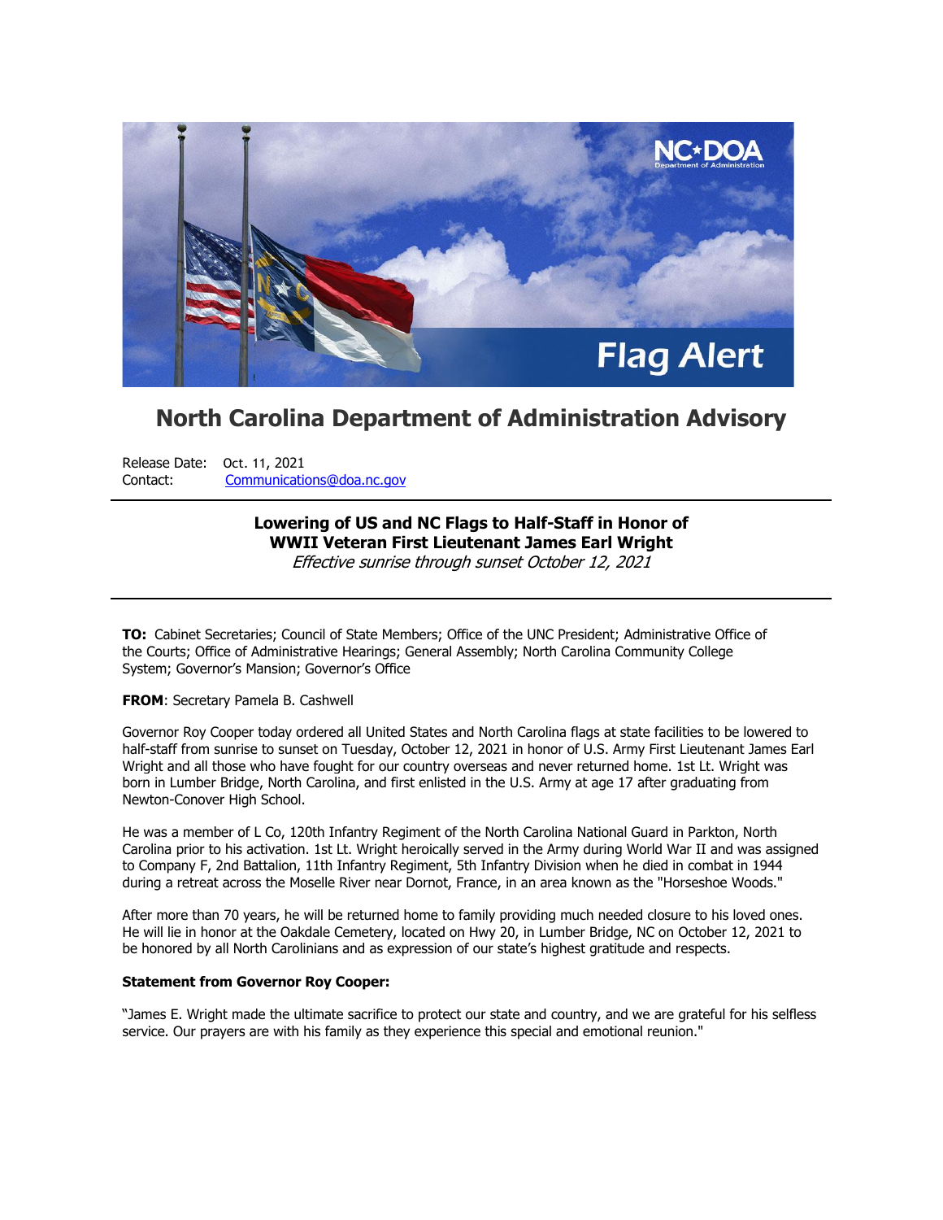# North Carolina Department of Administration Advisory

Release Date: Oct. 11, 2021
Contact: Communications@doa.nc.gov

---

**Lowering of US and NC Flags to Half-Staff in Honor of WWII Veteran First Lieutenant James Earl Wright**
*Effective sunrise through sunset October 12, 2021*

---

**TO:** Cabinet Secretaries; Council of State Members; Office of the UNC President; Administrative Office of the Courts; Office of Administrative Hearings; General Assembly; North Carolina Community College System; Governor's Mansion; Governor's Office

**FROM**: Secretary Pamela B. Cashwell

Governor Roy Cooper today ordered all United States and North Carolina flags at state facilities to be lowered to half-staff from sunrise to sunset on Tuesday, October 12, 2021 in honor of U.S. Army First Lieutenant James Earl Wright and all those who have fought for our country overseas and never returned home. 1st Lt. Wright was born in Lumber Bridge, North Carolina, and first enlisted in the U.S. Army at age 17 after graduating from Newton-Conover High School.

He was a member of L Co, 120th Infantry Regiment of the North Carolina National Guard in Parkton, North Carolina prior to his activation. 1st Lt. Wright heroically served in the Army during World War II and was assigned to Company F, 2nd Battalion, 11th Infantry Regiment, 5th Infantry Division when he died in combat in 1944 during a retreat across the Moselle River near Dornot, France, in an area known as the "Horseshoe Woods."

After more than 70 years, he will be returned home to family providing much needed closure to his loved ones. He will lie in honor at the Oakdale Cemetery, located on Hwy 20, in Lumber Bridge, NC on October 12, 2021 to be honored by all North Carolinians and as expression of our state's highest gratitude and respects.

**Statement from Governor Roy Cooper:**

"James E. Wright made the ultimate sacrifice to protect our state and country, and we are grateful for his selfless service. Our prayers are with his family as they experience this special and emotional reunion."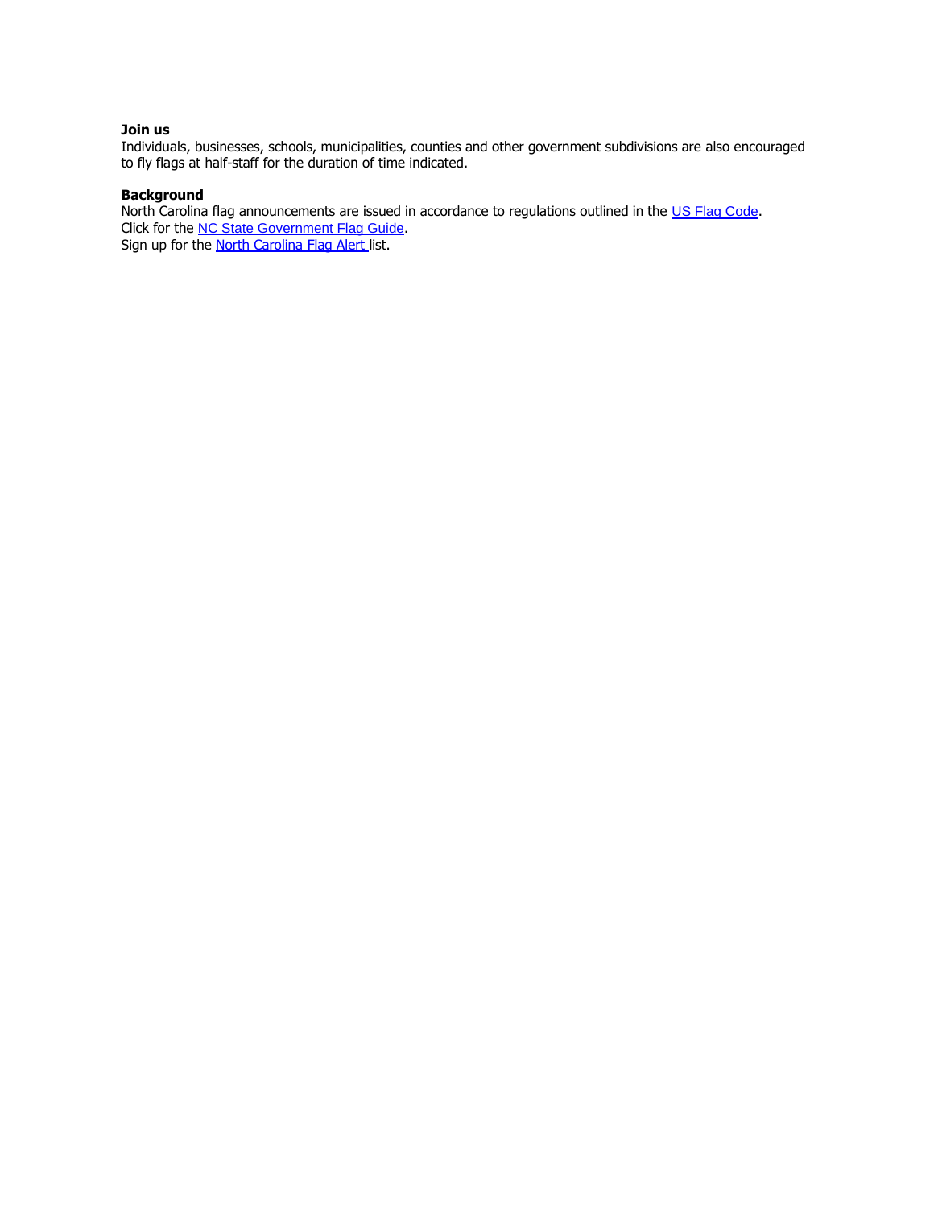**Join us**
Individuals, businesses, schools, municipalities, counties and other government subdivisions are also encouraged to fly flags at half-staff for the duration of time indicated.

**Background**
North Carolina flag announcements are issued in accordance to regulations outlined in the US Flag Code.
Click for the NC State Government Flag Guide.
Sign up for the North Carolina Flag Alert list.